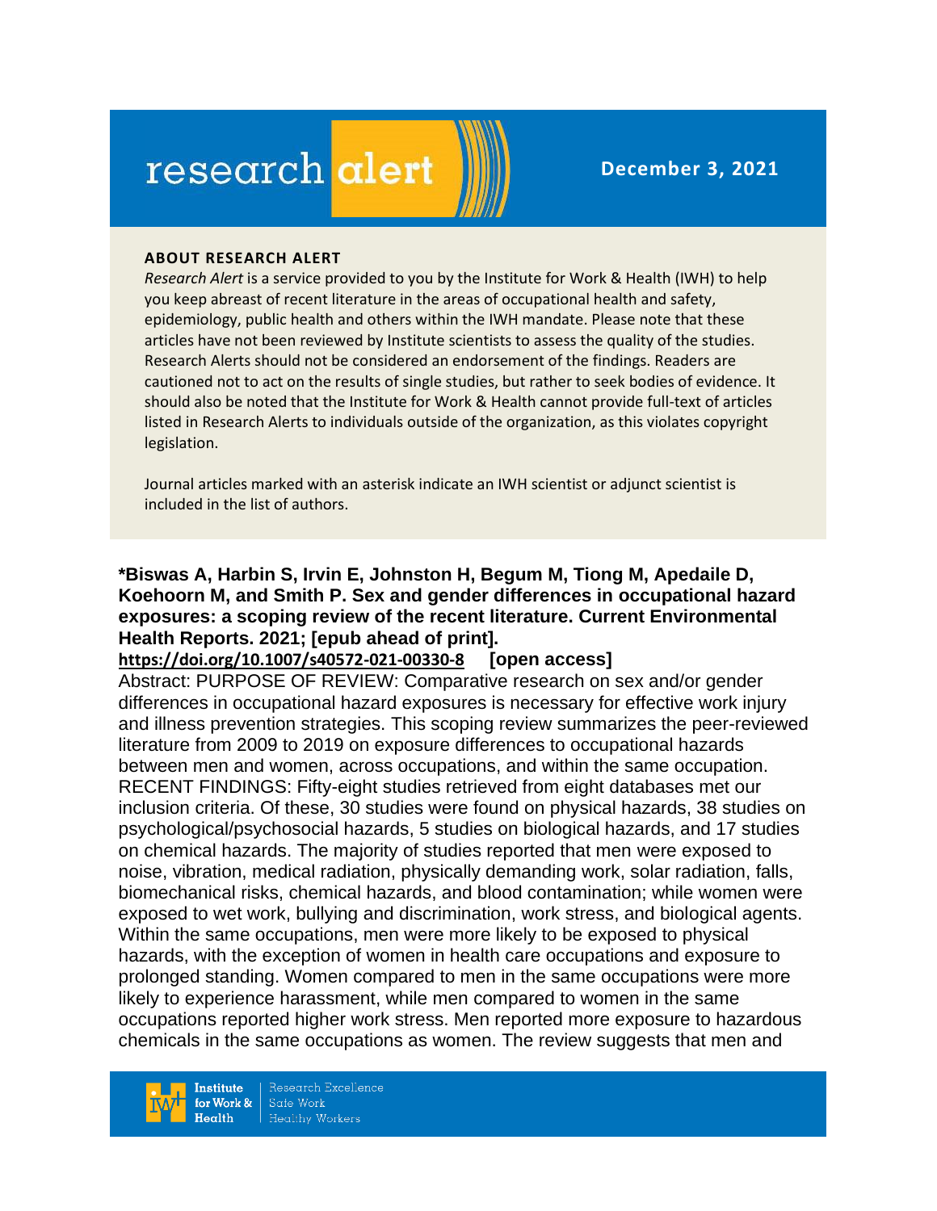# research alert

**December 3, 2021**

**ABOUT RESEARCH ALERT**

*Research Alert* is a service provided to you by the Institute for Work & Health (IWH) to help you keep abreast of recent literature in the areas of occupational health and safety, epidemiology, public health and others within the IWH mandate. Please note that these articles have not been reviewed by Institute scientists to assess the quality of the studies. Research Alerts should not be considered an endorsement of the findings. Readers are cautioned not to act on the results of single studies, but rather to seek bodies of evidence. It should also be noted that the Institute for Work & Health cannot provide full-text of articles listed in Research Alerts to individuals outside of the organization, as this violates copyright legislation.

Journal articles marked with an asterisk indicate an IWH scientist or adjunct scientist is included in the list of authors.

**\*Biswas A, Harbin S, Irvin E, Johnston H, Begum M, Tiong M, Apedaile D, Koehoorn M, and Smith P. Sex and gender differences in occupational hazard exposures: a scoping review of the recent literature. Current Environmental Health Reports. 2021; [epub ahead of print].**
**https://doi.org/10.1007/s40572-021-00330-8** **[open access]**

Abstract: PURPOSE OF REVIEW: Comparative research on sex and/or gender differences in occupational hazard exposures is necessary for effective work injury and illness prevention strategies. This scoping review summarizes the peer-reviewed literature from 2009 to 2019 on exposure differences to occupational hazards between men and women, across occupations, and within the same occupation. RECENT FINDINGS: Fifty-eight studies retrieved from eight databases met our inclusion criteria. Of these, 30 studies were found on physical hazards, 38 studies on psychological/psychosocial hazards, 5 studies on biological hazards, and 17 studies on chemical hazards. The majority of studies reported that men were exposed to noise, vibration, medical radiation, physically demanding work, solar radiation, falls, biomechanical risks, chemical hazards, and blood contamination; while women were exposed to wet work, bullying and discrimination, work stress, and biological agents. Within the same occupations, men were more likely to be exposed to physical hazards, with the exception of women in health care occupations and exposure to prolonged standing. Women compared to men in the same occupations were more likely to experience harassment, while men compared to women in the same occupations reported higher work stress. Men reported more exposure to hazardous chemicals in the same occupations as women. The review suggests that men and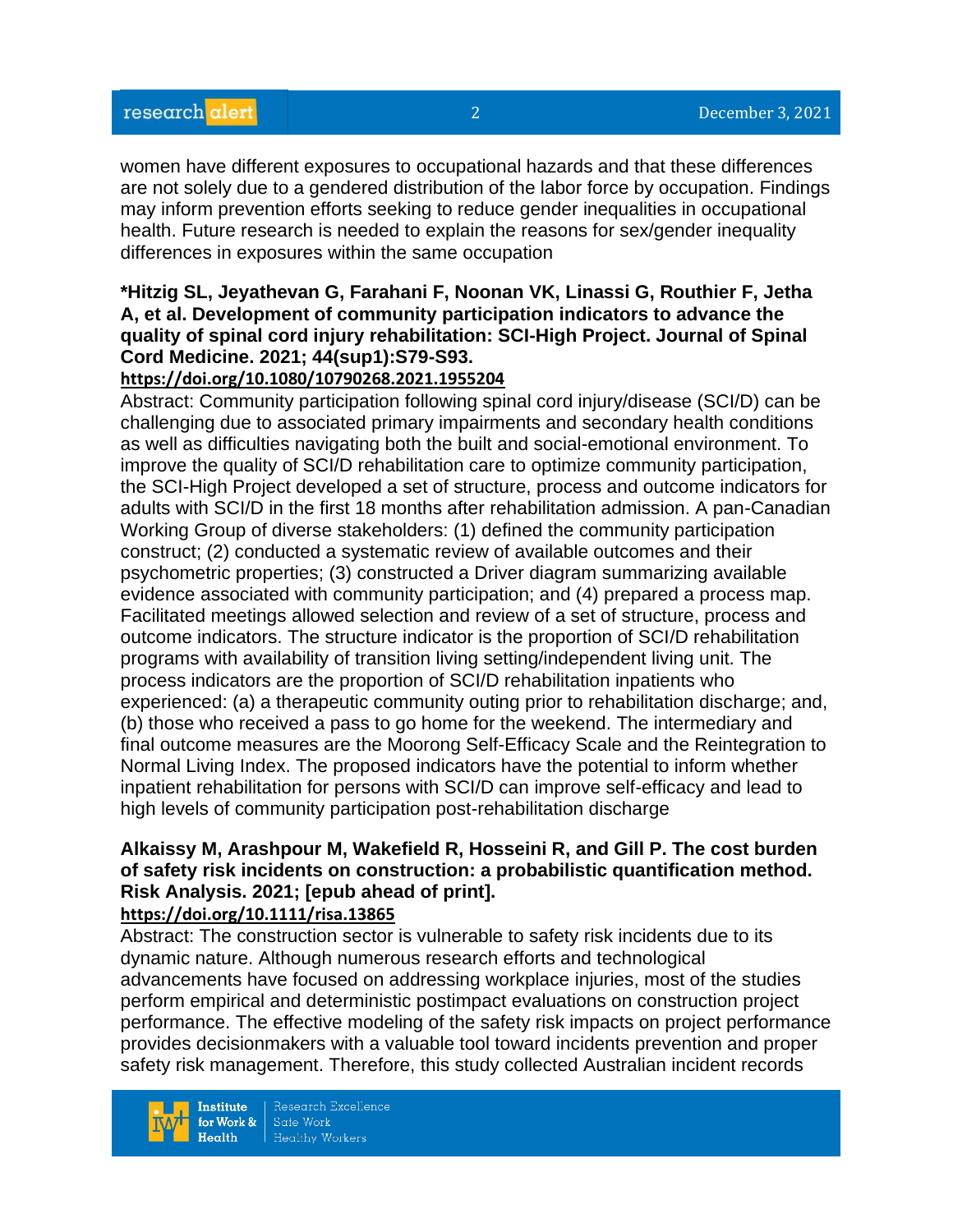women have different exposures to occupational hazards and that these differences are not solely due to a gendered distribution of the labor force by occupation. Findings may inform prevention efforts seeking to reduce gender inequalities in occupational health. Future research is needed to explain the reasons for sex/gender inequality differences in exposures within the same occupation

**\*Hitzig SL, Jeyathevan G, Farahani F, Noonan VK, Linassi G, Routhier F, Jetha A, et al. Development of community participation indicators to advance the quality of spinal cord injury rehabilitation: SCI-High Project. Journal of Spinal Cord Medicine. 2021; 44(sup1):S79-S93.**
**https://doi.org/10.1080/10790268.2021.1955204**

Abstract: Community participation following spinal cord injury/disease (SCI/D) can be challenging due to associated primary impairments and secondary health conditions as well as difficulties navigating both the built and social-emotional environment. To improve the quality of SCI/D rehabilitation care to optimize community participation, the SCI-High Project developed a set of structure, process and outcome indicators for adults with SCI/D in the first 18 months after rehabilitation admission. A pan-Canadian Working Group of diverse stakeholders: (1) defined the community participation construct; (2) conducted a systematic review of available outcomes and their psychometric properties; (3) constructed a Driver diagram summarizing available evidence associated with community participation; and (4) prepared a process map. Facilitated meetings allowed selection and review of a set of structure, process and outcome indicators. The structure indicator is the proportion of SCI/D rehabilitation programs with availability of transition living setting/independent living unit. The process indicators are the proportion of SCI/D rehabilitation inpatients who experienced: (a) a therapeutic community outing prior to rehabilitation discharge; and, (b) those who received a pass to go home for the weekend. The intermediary and final outcome measures are the Moorong Self-Efficacy Scale and the Reintegration to Normal Living Index. The proposed indicators have the potential to inform whether inpatient rehabilitation for persons with SCI/D can improve self-efficacy and lead to high levels of community participation post-rehabilitation discharge

**Alkaissy M, Arashpour M, Wakefield R, Hosseini R, and Gill P. The cost burden of safety risk incidents on construction: a probabilistic quantification method. Risk Analysis. 2021; [epub ahead of print].**
**https://doi.org/10.1111/risa.13865**

Abstract: The construction sector is vulnerable to safety risk incidents due to its dynamic nature. Although numerous research efforts and technological advancements have focused on addressing workplace injuries, most of the studies perform empirical and deterministic postimpact evaluations on construction project performance. The effective modeling of the safety risk impacts on project performance provides decisionmakers with a valuable tool toward incidents prevention and proper safety risk management. Therefore, this study collected Australian incident records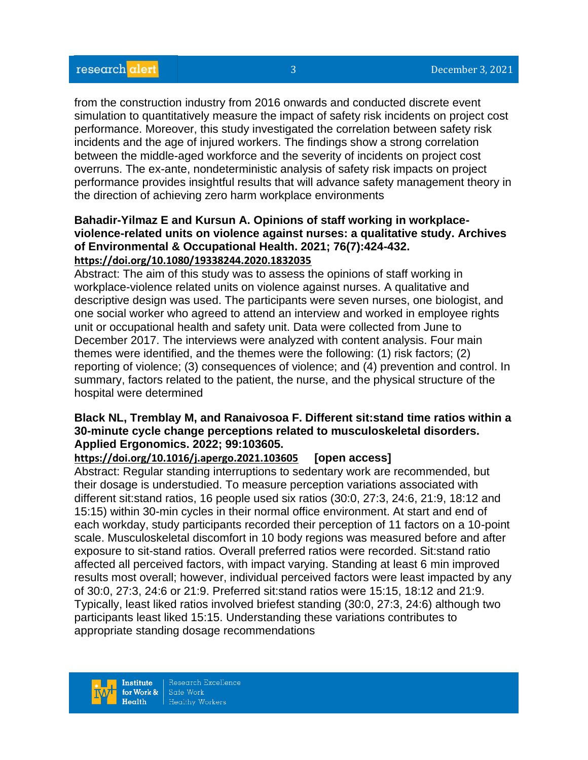from the construction industry from 2016 onwards and conducted discrete event simulation to quantitatively measure the impact of safety risk incidents on project cost performance. Moreover, this study investigated the correlation between safety risk incidents and the age of injured workers. The findings show a strong correlation between the middle-aged workforce and the severity of incidents on project cost overruns. The ex-ante, nondeterministic analysis of safety risk impacts on project performance provides insightful results that will advance safety management theory in the direction of achieving zero harm workplace environments

**Bahadir-Yilmaz E and Kursun A. Opinions of staff working in workplace-violence-related units on violence against nurses: a qualitative study. Archives of Environmental & Occupational Health. 2021; 76(7):424-432.**
**https://doi.org/10.1080/19338244.2020.1832035**
Abstract: The aim of this study was to assess the opinions of staff working in workplace-violence related units on violence against nurses. A qualitative and descriptive design was used. The participants were seven nurses, one biologist, and one social worker who agreed to attend an interview and worked in employee rights unit or occupational health and safety unit. Data were collected from June to December 2017. The interviews were analyzed with content analysis. Four main themes were identified, and the themes were the following: (1) risk factors; (2) reporting of violence; (3) consequences of violence; and (4) prevention and control. In summary, factors related to the patient, the nurse, and the physical structure of the hospital were determined

**Black NL, Tremblay M, and Ranaivosoa F. Different sit:stand time ratios within a 30-minute cycle change perceptions related to musculoskeletal disorders. Applied Ergonomics. 2022; 99:103605.**
**https://doi.org/10.1016/j.apergo.2021.103605** **[open access]**
Abstract: Regular standing interruptions to sedentary work are recommended, but their dosage is understudied. To measure perception variations associated with different sit:stand ratios, 16 people used six ratios (30:0, 27:3, 24:6, 21:9, 18:12 and 15:15) within 30-min cycles in their normal office environment. At start and end of each workday, study participants recorded their perception of 11 factors on a 10-point scale. Musculoskeletal discomfort in 10 body regions was measured before and after exposure to sit-stand ratios. Overall preferred ratios were recorded. Sit:stand ratio affected all perceived factors, with impact varying. Standing at least 6 min improved results most overall; however, individual perceived factors were least impacted by any of 30:0, 27:3, 24:6 or 21:9. Preferred sit:stand ratios were 15:15, 18:12 and 21:9. Typically, least liked ratios involved briefest standing (30:0, 27:3, 24:6) although two participants least liked 15:15. Understanding these variations contributes to appropriate standing dosage recommendations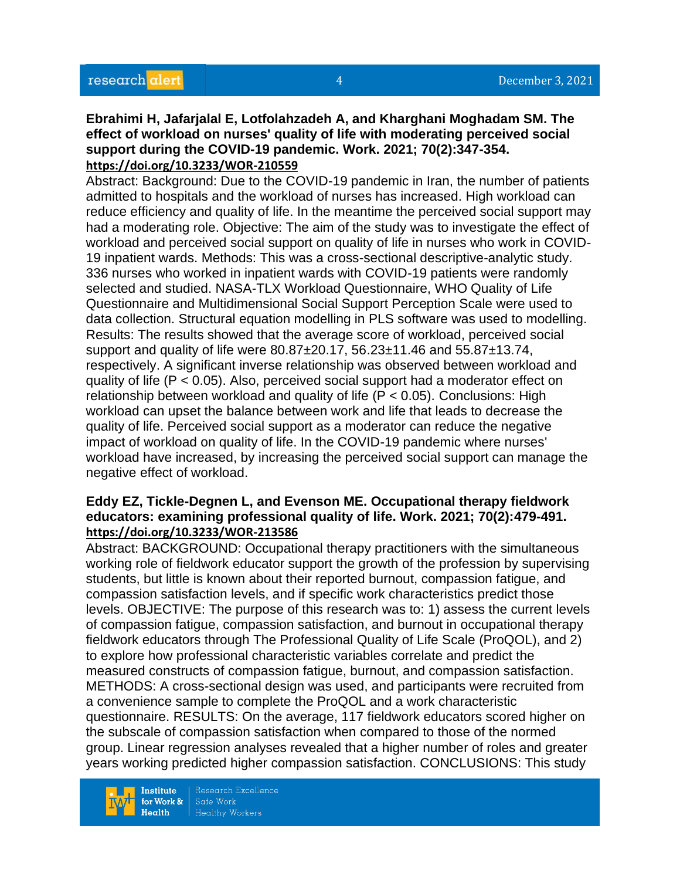**Ebrahimi H, Jafarjalal E, Lotfolahzadeh A, and Kharghani Moghadam SM. The effect of workload on nurses' quality of life with moderating perceived social support during the COVID-19 pandemic. Work. 2021; 70(2):347-354. https://doi.org/10.3233/WOR-210559**

Abstract: Background: Due to the COVID-19 pandemic in Iran, the number of patients admitted to hospitals and the workload of nurses has increased. High workload can reduce efficiency and quality of life. In the meantime the perceived social support may had a moderating role. Objective: The aim of the study was to investigate the effect of workload and perceived social support on quality of life in nurses who work in COVID-19 inpatient wards. Methods: This was a cross-sectional descriptive-analytic study. 336 nurses who worked in inpatient wards with COVID-19 patients were randomly selected and studied. NASA-TLX Workload Questionnaire, WHO Quality of Life Questionnaire and Multidimensional Social Support Perception Scale were used to data collection. Structural equation modelling in PLS software was used to modelling. Results: The results showed that the average score of workload, perceived social support and quality of life were 80.87±20.17, 56.23±11.46 and 55.87±13.74, respectively. A significant inverse relationship was observed between workload and quality of life ($P < 0.05$). Also, perceived social support had a moderator effect on relationship between workload and quality of life ($P < 0.05$). Conclusions: High workload can upset the balance between work and life that leads to decrease the quality of life. Perceived social support as a moderator can reduce the negative impact of workload on quality of life. In the COVID-19 pandemic where nurses' workload have increased, by increasing the perceived social support can manage the negative effect of workload.

**Eddy EZ, Tickle-Degnen L, and Evenson ME. Occupational therapy fieldwork educators: examining professional quality of life. Work. 2021; 70(2):479-491. https://doi.org/10.3233/WOR-213586**

Abstract: BACKGROUND: Occupational therapy practitioners with the simultaneous working role of fieldwork educator support the growth of the profession by supervising students, but little is known about their reported burnout, compassion fatigue, and compassion satisfaction levels, and if specific work characteristics predict those levels. OBJECTIVE: The purpose of this research was to: 1) assess the current levels of compassion fatigue, compassion satisfaction, and burnout in occupational therapy fieldwork educators through The Professional Quality of Life Scale (ProQOL), and 2) to explore how professional characteristic variables correlate and predict the measured constructs of compassion fatigue, burnout, and compassion satisfaction. METHODS: A cross-sectional design was used, and participants were recruited from a convenience sample to complete the ProQOL and a work characteristic questionnaire. RESULTS: On the average, 117 fieldwork educators scored higher on the subscale of compassion satisfaction when compared to those of the normed group. Linear regression analyses revealed that a higher number of roles and greater years working predicted higher compassion satisfaction. CONCLUSIONS: This study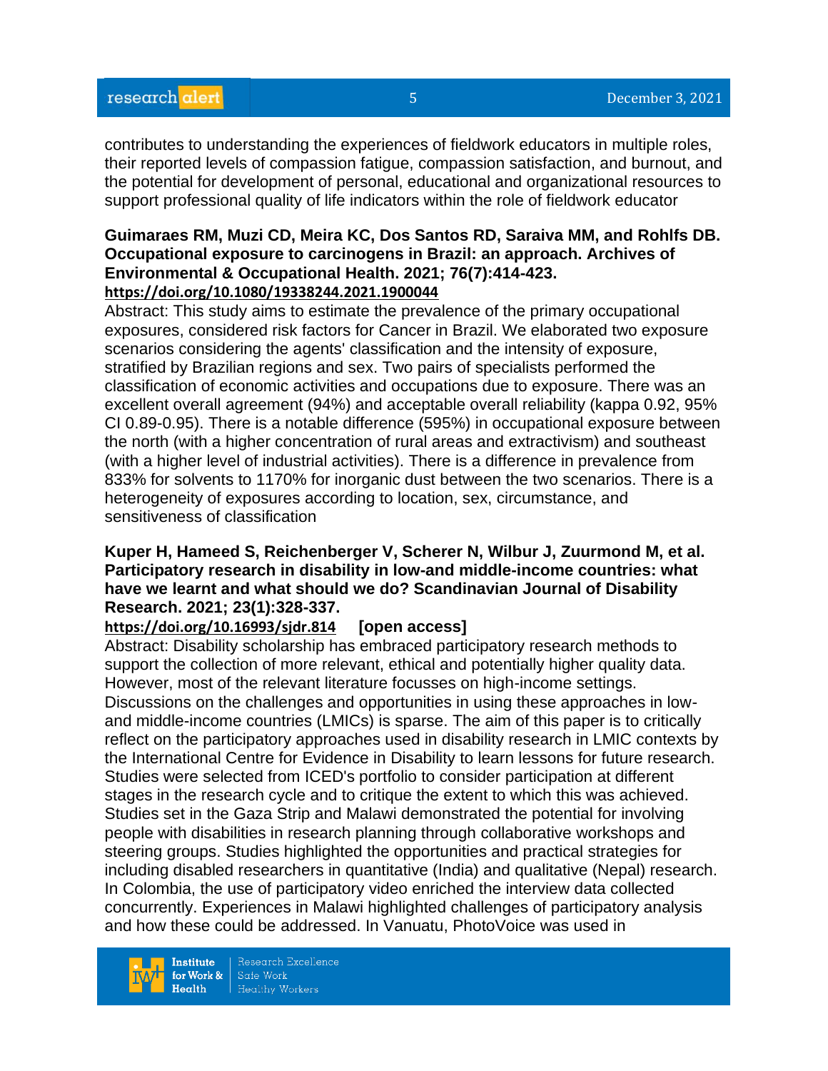contributes to understanding the experiences of fieldwork educators in multiple roles, their reported levels of compassion fatigue, compassion satisfaction, and burnout, and the potential for development of personal, educational and organizational resources to support professional quality of life indicators within the role of fieldwork educator

**Guimaraes RM, Muzi CD, Meira KC, Dos Santos RD, Saraiva MM, and Rohlfs DB. Occupational exposure to carcinogens in Brazil: an approach. Archives of Environmental & Occupational Health. 2021; 76(7):414-423.**
**https://doi.org/10.1080/19338244.2021.1900044**

Abstract: This study aims to estimate the prevalence of the primary occupational exposures, considered risk factors for Cancer in Brazil. We elaborated two exposure scenarios considering the agents' classification and the intensity of exposure, stratified by Brazilian regions and sex. Two pairs of specialists performed the classification of economic activities and occupations due to exposure. There was an excellent overall agreement (94%) and acceptable overall reliability (kappa 0.92, 95% CI 0.89-0.95). There is a notable difference (595%) in occupational exposure between the north (with a higher concentration of rural areas and extractivism) and southeast (with a higher level of industrial activities). There is a difference in prevalence from 833% for solvents to 1170% for inorganic dust between the two scenarios. There is a heterogeneity of exposures according to location, sex, circumstance, and sensitiveness of classification

**Kuper H, Hameed S, Reichenberger V, Scherer N, Wilbur J, Zuurmond M, et al. Participatory research in disability in low-and middle-income countries: what have we learnt and what should we do? Scandinavian Journal of Disability Research. 2021; 23(1):328-337.**
**https://doi.org/10.16993/sjdr.814** **[open access]**

Abstract: Disability scholarship has embraced participatory research methods to support the collection of more relevant, ethical and potentially higher quality data. However, most of the relevant literature focusses on high-income settings. Discussions on the challenges and opportunities in using these approaches in low- and middle-income countries (LMICs) is sparse. The aim of this paper is to critically reflect on the participatory approaches used in disability research in LMIC contexts by the International Centre for Evidence in Disability to learn lessons for future research. Studies were selected from ICED's portfolio to consider participation at different stages in the research cycle and to critique the extent to which this was achieved. Studies set in the Gaza Strip and Malawi demonstrated the potential for involving people with disabilities in research planning through collaborative workshops and steering groups. Studies highlighted the opportunities and practical strategies for including disabled researchers in quantitative (India) and qualitative (Nepal) research. In Colombia, the use of participatory video enriched the interview data collected concurrently. Experiences in Malawi highlighted challenges of participatory analysis and how these could be addressed. In Vanuatu, PhotoVoice was used in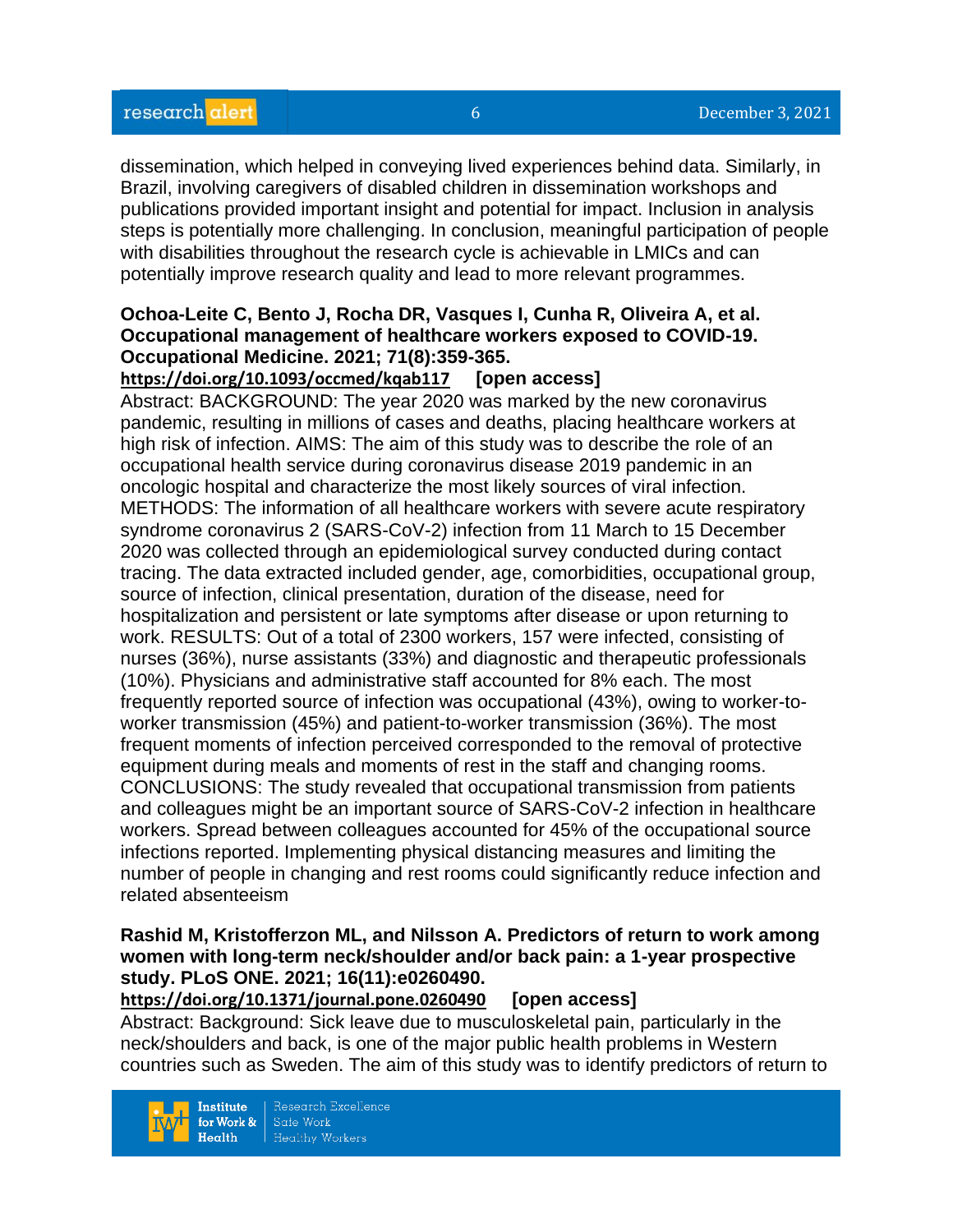dissemination, which helped in conveying lived experiences behind data. Similarly, in Brazil, involving caregivers of disabled children in dissemination workshops and publications provided important insight and potential for impact. Inclusion in analysis steps is potentially more challenging. In conclusion, meaningful participation of people with disabilities throughout the research cycle is achievable in LMICs and can potentially improve research quality and lead to more relevant programmes.

**Ochoa-Leite C, Bento J, Rocha DR, Vasques I, Cunha R, Oliveira A, et al. Occupational management of healthcare workers exposed to COVID-19. Occupational Medicine. 2021; 71(8):359-365.**
**https://doi.org/10.1093/occmed/kqab117** **[open access]**
Abstract: BACKGROUND: The year 2020 was marked by the new coronavirus pandemic, resulting in millions of cases and deaths, placing healthcare workers at high risk of infection. AIMS: The aim of this study was to describe the role of an occupational health service during coronavirus disease 2019 pandemic in an oncologic hospital and characterize the most likely sources of viral infection. METHODS: The information of all healthcare workers with severe acute respiratory syndrome coronavirus 2 (SARS-CoV-2) infection from 11 March to 15 December 2020 was collected through an epidemiological survey conducted during contact tracing. The data extracted included gender, age, comorbidities, occupational group, source of infection, clinical presentation, duration of the disease, need for hospitalization and persistent or late symptoms after disease or upon returning to work. RESULTS: Out of a total of 2300 workers, 157 were infected, consisting of nurses (36%), nurse assistants (33%) and diagnostic and therapeutic professionals (10%). Physicians and administrative staff accounted for 8% each. The most frequently reported source of infection was occupational (43%), owing to worker-to-worker transmission (45%) and patient-to-worker transmission (36%). The most frequent moments of infection perceived corresponded to the removal of protective equipment during meals and moments of rest in the staff and changing rooms. CONCLUSIONS: The study revealed that occupational transmission from patients and colleagues might be an important source of SARS-CoV-2 infection in healthcare workers. Spread between colleagues accounted for 45% of the occupational source infections reported. Implementing physical distancing measures and limiting the number of people in changing and rest rooms could significantly reduce infection and related absenteeism

**Rashid M, Kristofferzon ML, and Nilsson A. Predictors of return to work among women with long-term neck/shoulder and/or back pain: a 1-year prospective study. PLoS ONE. 2021; 16(11):e0260490.**
**https://doi.org/10.1371/journal.pone.0260490** **[open access]**
Abstract: Background: Sick leave due to musculoskeletal pain, particularly in the neck/shoulders and back, is one of the major public health problems in Western countries such as Sweden. The aim of this study was to identify predictors of return to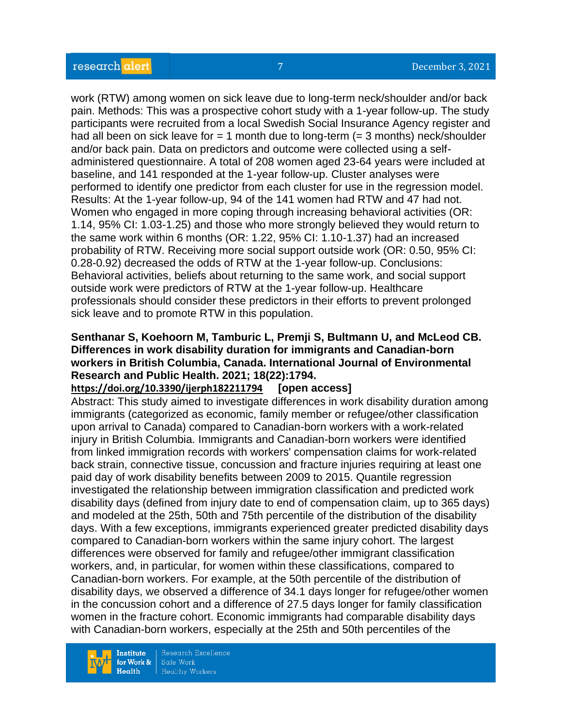work (RTW) among women on sick leave due to long-term neck/shoulder and/or back pain. Methods: This was a prospective cohort study with a 1-year follow-up. The study participants were recruited from a local Swedish Social Insurance Agency register and had all been on sick leave for = 1 month due to long-term (= 3 months) neck/shoulder and/or back pain. Data on predictors and outcome were collected using a self-administered questionnaire. A total of 208 women aged 23-64 years were included at baseline, and 141 responded at the 1-year follow-up. Cluster analyses were performed to identify one predictor from each cluster for use in the regression model. Results: At the 1-year follow-up, 94 of the 141 women had RTW and 47 had not. Women who engaged in more coping through increasing behavioral activities (OR: 1.14, 95% CI: 1.03-1.25) and those who more strongly believed they would return to the same work within 6 months (OR: 1.22, 95% CI: 1.10-1.37) had an increased probability of RTW. Receiving more social support outside work (OR: 0.50, 95% CI: 0.28-0.92) decreased the odds of RTW at the 1-year follow-up. Conclusions: Behavioral activities, beliefs about returning to the same work, and social support outside work were predictors of RTW at the 1-year follow-up. Healthcare professionals should consider these predictors in their efforts to prevent prolonged sick leave and to promote RTW in this population.

**Senthanar S, Koehoorn M, Tamburic L, Premji S, Bultmann U, and McLeod CB. Differences in work disability duration for immigrants and Canadian-born workers in British Columbia, Canada. International Journal of Environmental Research and Public Health. 2021; 18(22):1794.**
**https://doi.org/10.3390/ijerph182211794** **[open access]**
Abstract: This study aimed to investigate differences in work disability duration among immigrants (categorized as economic, family member or refugee/other classification upon arrival to Canada) compared to Canadian-born workers with a work-related injury in British Columbia. Immigrants and Canadian-born workers were identified from linked immigration records with workers' compensation claims for work-related back strain, connective tissue, concussion and fracture injuries requiring at least one paid day of work disability benefits between 2009 to 2015. Quantile regression investigated the relationship between immigration classification and predicted work disability days (defined from injury date to end of compensation claim, up to 365 days) and modeled at the 25th, 50th and 75th percentile of the distribution of the disability days. With a few exceptions, immigrants experienced greater predicted disability days compared to Canadian-born workers within the same injury cohort. The largest differences were observed for family and refugee/other immigrant classification workers, and, in particular, for women within these classifications, compared to Canadian-born workers. For example, at the 50th percentile of the distribution of disability days, we observed a difference of 34.1 days longer for refugee/other women in the concussion cohort and a difference of 27.5 days longer for family classification women in the fracture cohort. Economic immigrants had comparable disability days with Canadian-born workers, especially at the 25th and 50th percentiles of the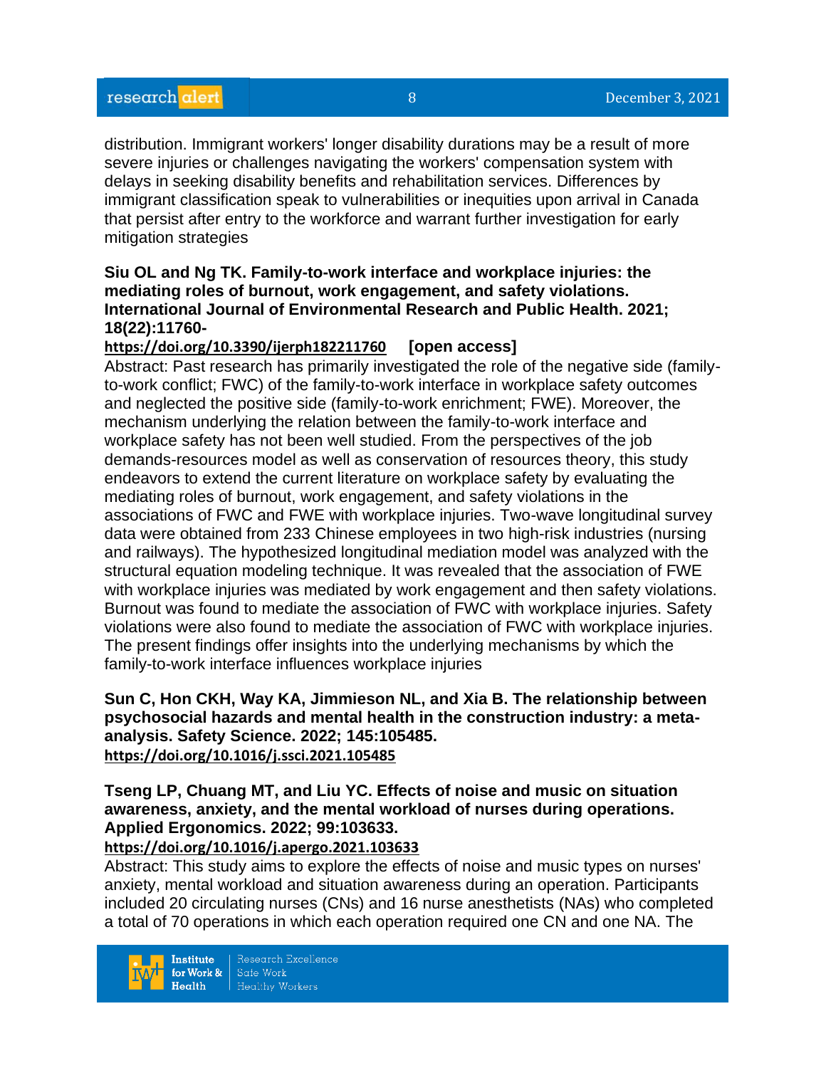distribution. Immigrant workers' longer disability durations may be a result of more severe injuries or challenges navigating the workers' compensation system with delays in seeking disability benefits and rehabilitation services. Differences by immigrant classification speak to vulnerabilities or inequities upon arrival in Canada that persist after entry to the workforce and warrant further investigation for early mitigation strategies

**Siu OL and Ng TK. Family-to-work interface and workplace injuries: the mediating roles of burnout, work engagement, and safety violations. International Journal of Environmental Research and Public Health. 2021; 18(22):11760-**
**https://doi.org/10.3390/ijerph182211760** **[open access]**

Abstract: Past research has primarily investigated the role of the negative side (family-to-work conflict; FWC) of the family-to-work interface in workplace safety outcomes and neglected the positive side (family-to-work enrichment; FWE). Moreover, the mechanism underlying the relation between the family-to-work interface and workplace safety has not been well studied. From the perspectives of the job demands-resources model as well as conservation of resources theory, this study endeavors to extend the current literature on workplace safety by evaluating the mediating roles of burnout, work engagement, and safety violations in the associations of FWC and FWE with workplace injuries. Two-wave longitudinal survey data were obtained from 233 Chinese employees in two high-risk industries (nursing and railways). The hypothesized longitudinal mediation model was analyzed with the structural equation modeling technique. It was revealed that the association of FWE with workplace injuries was mediated by work engagement and then safety violations. Burnout was found to mediate the association of FWC with workplace injuries. Safety violations were also found to mediate the association of FWC with workplace injuries. The present findings offer insights into the underlying mechanisms by which the family-to-work interface influences workplace injuries

**Sun C, Hon CKH, Way KA, Jimmieson NL, and Xia B. The relationship between psychosocial hazards and mental health in the construction industry: a meta-analysis. Safety Science. 2022; 145:105485.**
**https://doi.org/10.1016/j.ssci.2021.105485**

**Tseng LP, Chuang MT, and Liu YC. Effects of noise and music on situation awareness, anxiety, and the mental workload of nurses during operations. Applied Ergonomics. 2022; 99:103633.**
**https://doi.org/10.1016/j.apergo.2021.103633**

Abstract: This study aims to explore the effects of noise and music types on nurses' anxiety, mental workload and situation awareness during an operation. Participants included 20 circulating nurses (CNs) and 16 nurse anesthetists (NAs) who completed a total of 70 operations in which each operation required one CN and one NA. The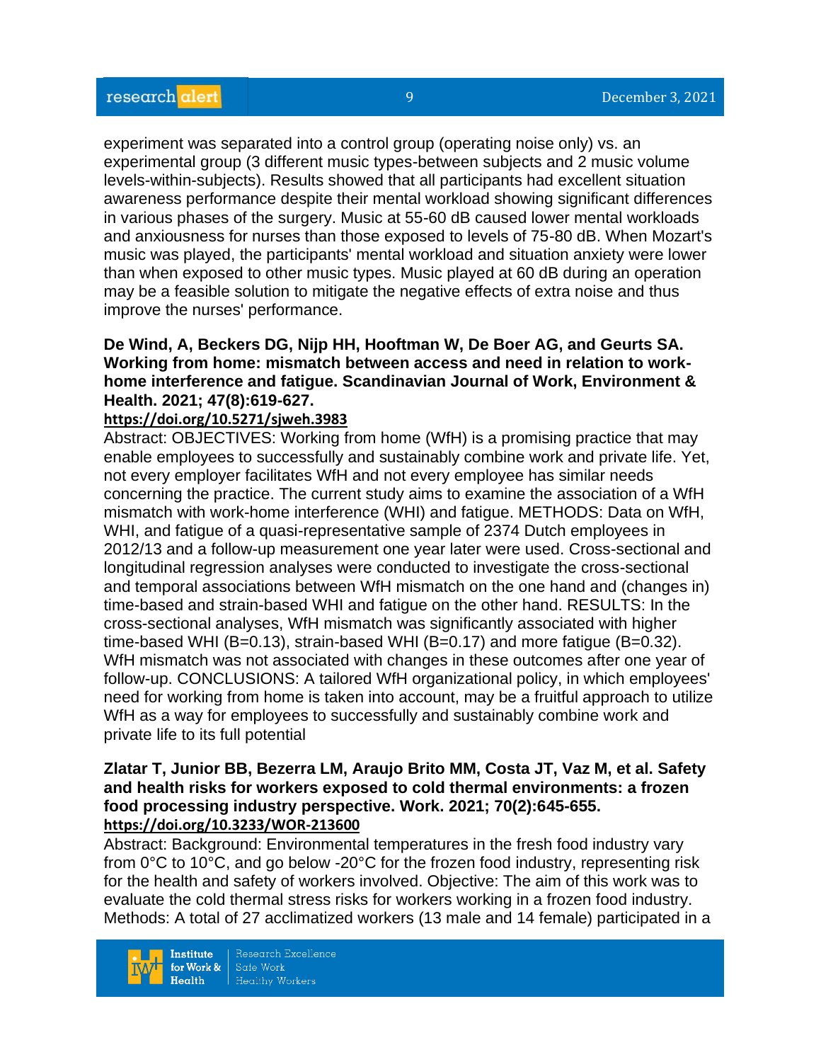experiment was separated into a control group (operating noise only) vs. an experimental group (3 different music types-between subjects and 2 music volume levels-within-subjects). Results showed that all participants had excellent situation awareness performance despite their mental workload showing significant differences in various phases of the surgery. Music at 55-60 dB caused lower mental workloads and anxiousness for nurses than those exposed to levels of 75-80 dB. When Mozart's music was played, the participants' mental workload and situation anxiety were lower than when exposed to other music types. Music played at 60 dB during an operation may be a feasible solution to mitigate the negative effects of extra noise and thus improve the nurses' performance.

**De Wind, A, Beckers DG, Nijp HH, Hooftman W, De Boer AG, and Geurts SA. Working from home: mismatch between access and need in relation to work-home interference and fatigue. Scandinavian Journal of Work, Environment & Health. 2021; 47(8):619-627.**
**https://doi.org/10.5271/sjweh.3983**
Abstract: OBJECTIVES: Working from home (WfH) is a promising practice that may enable employees to successfully and sustainably combine work and private life. Yet, not every employer facilitates WfH and not every employee has similar needs concerning the practice. The current study aims to examine the association of a WfH mismatch with work-home interference (WHI) and fatigue. METHODS: Data on WfH, WHI, and fatigue of a quasi-representative sample of 2374 Dutch employees in 2012/13 and a follow-up measurement one year later were used. Cross-sectional and longitudinal regression analyses were conducted to investigate the cross-sectional and temporal associations between WfH mismatch on the one hand and (changes in) time-based and strain-based WHI and fatigue on the other hand. RESULTS: In the cross-sectional analyses, WfH mismatch was significantly associated with higher time-based WHI (B=0.13), strain-based WHI (B=0.17) and more fatigue (B=0.32). WfH mismatch was not associated with changes in these outcomes after one year of follow-up. CONCLUSIONS: A tailored WfH organizational policy, in which employees' need for working from home is taken into account, may be a fruitful approach to utilize WfH as a way for employees to successfully and sustainably combine work and private life to its full potential

**Zlatar T, Junior BB, Bezerra LM, Araujo Brito MM, Costa JT, Vaz M, et al. Safety and health risks for workers exposed to cold thermal environments: a frozen food processing industry perspective. Work. 2021; 70(2):645-655.**
**https://doi.org/10.3233/WOR-213600**
Abstract: Background: Environmental temperatures in the fresh food industry vary from 0°C to 10°C, and go below -20°C for the frozen food industry, representing risk for the health and safety of workers involved. Objective: The aim of this work was to evaluate the cold thermal stress risks for workers working in a frozen food industry. Methods: A total of 27 acclimatized workers (13 male and 14 female) participated in a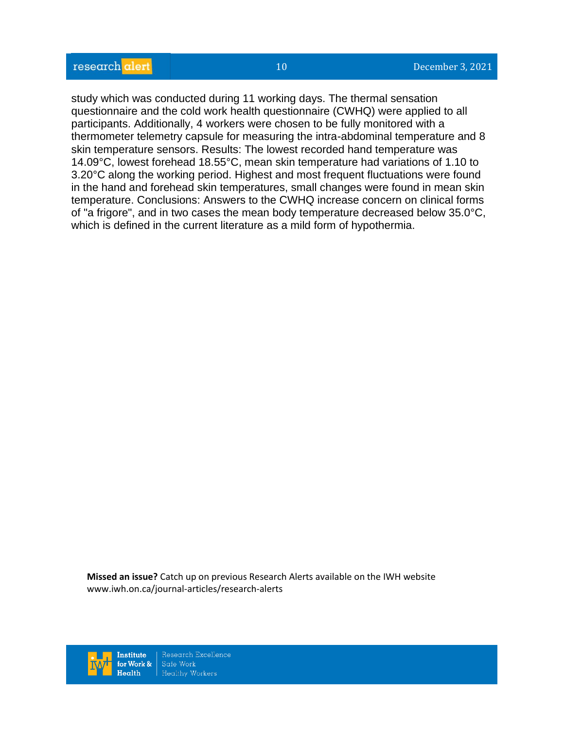study which was conducted during 11 working days. The thermal sensation questionnaire and the cold work health questionnaire (CWHQ) were applied to all participants. Additionally, 4 workers were chosen to be fully monitored with a thermometer telemetry capsule for measuring the intra-abdominal temperature and 8 skin temperature sensors. Results: The lowest recorded hand temperature was 14.09°C, lowest forehead 18.55°C, mean skin temperature had variations of 1.10 to 3.20°C along the working period. Highest and most frequent fluctuations were found in the hand and forehead skin temperatures, small changes were found in mean skin temperature. Conclusions: Answers to the CWHQ increase concern on clinical forms of "a frigore", and in two cases the mean body temperature decreased below 35.0°C, which is defined in the current literature as a mild form of hypothermia.

**Missed an issue?** Catch up on previous Research Alerts available on the IWH website www.iwh.on.ca/journal-articles/research-alerts